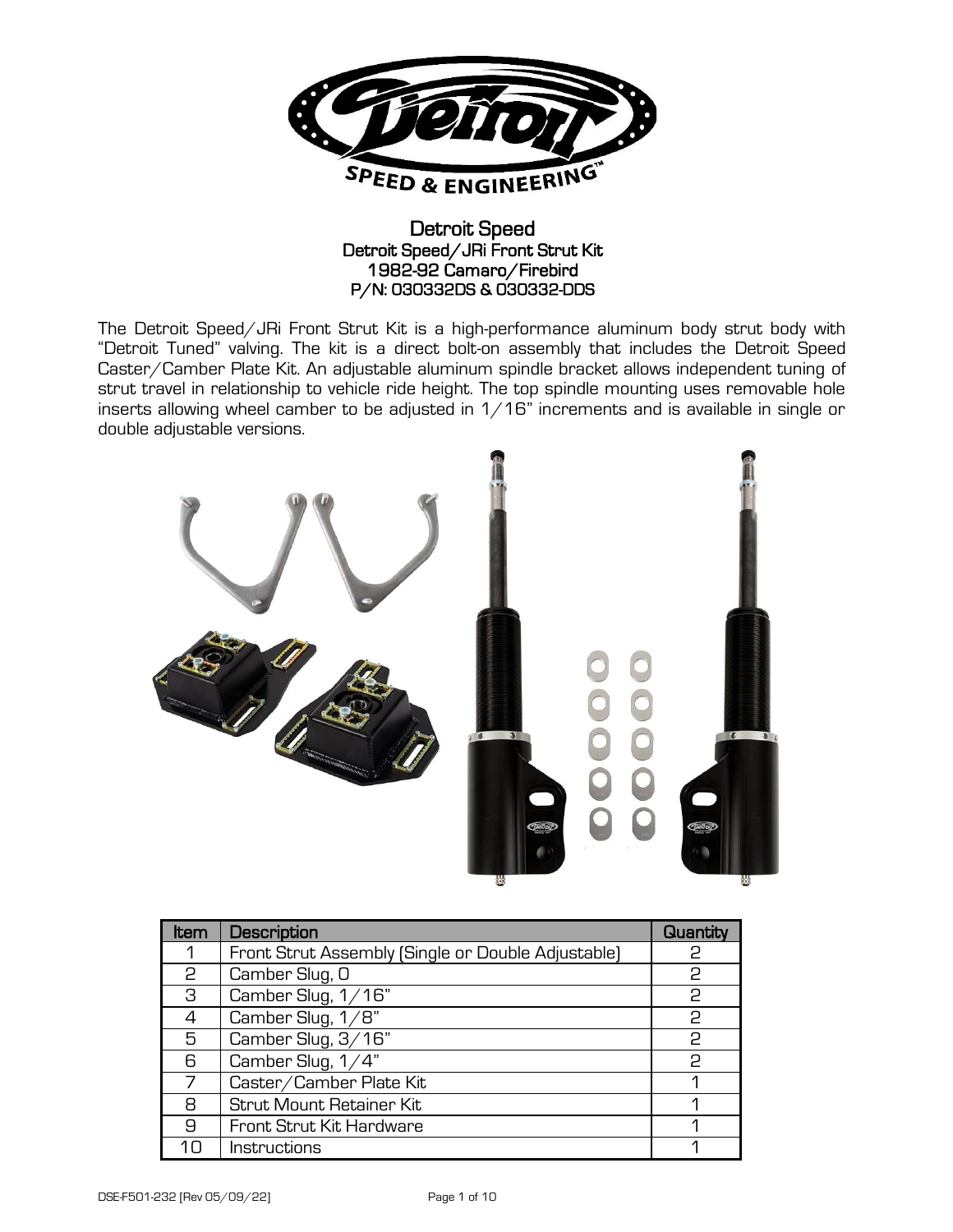# Detroit Speed

## Detroit Speed/JRi Front Strut Kit
## 1982-92 Camaro/Firebird
## P/N: 030332DS & 030332-DDS

The Detroit Speed/JRi Front Strut Kit is a high-performance aluminum body strut body with "Detroit Tuned" valving. The kit is a direct bolt-on assembly that includes the Detroit Speed Caster/Camber Plate Kit. An adjustable aluminum spindle bracket allows independent tuning of strut travel in relationship to vehicle ride height. The top spindle mounting uses removable hole inserts allowing wheel camber to be adjusted in 1/16" increments and is available in single or double adjustable versions.

| Item | Description | Quantity |
|---|---|---|
| 1 | Front Strut Assembly (Single or Double Adjustable) | 2 |
| 2 | Camber Slug, 0 | 2 |
| 3 | Camber Slug, 1/16" | 2 |
| 4 | Camber Slug, 1/8" | 2 |
| 5 | Camber Slug, 3/16" | 2 |
| 6 | Camber Slug, 1/4" | 2 |
| 7 | Caster/Camber Plate Kit | 1 |
| 8 | Strut Mount Retainer Kit | 1 |
| 9 | Front Strut Kit Hardware | 1 |
| 10 | Instructions | 1 |

DSE-F501-232 [Rev 05/09/22]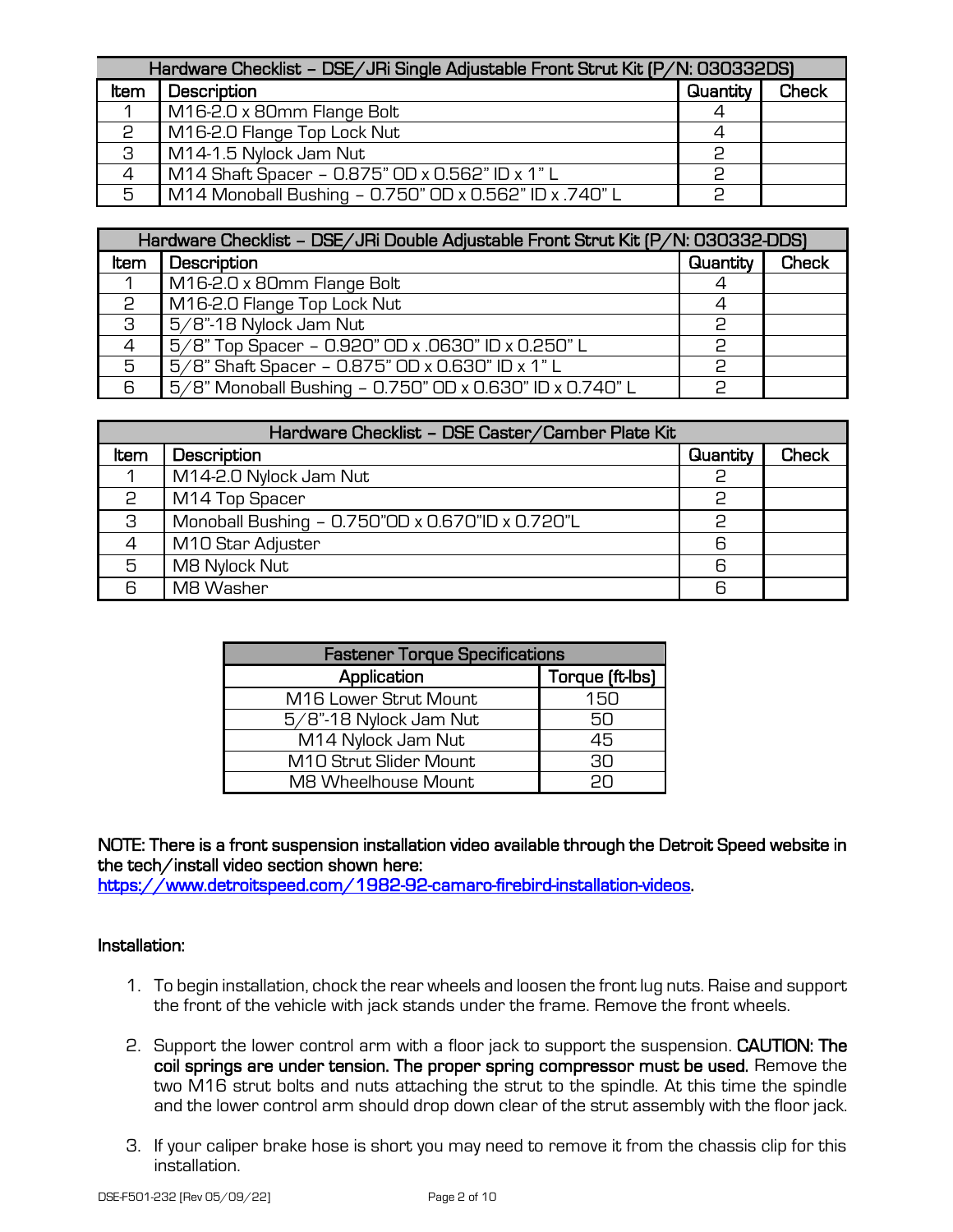| Hardware Checklist – DSE/JRi Single Adjustable Front Strut Kit (P/N: 030332DS) | | | |
|---|---|---|---|
| Item | Description | Quantity | Check |
| 1 | M16-2.0 x 80mm Flange Bolt | 4 | |
| 2 | M16-2.0 Flange Top Lock Nut | 4 | |
| 3 | M14-1.5 Nylock Jam Nut | 2 | |
| 4 | M14 Shaft Spacer – 0.875" OD x 0.562" ID x 1" L | 2 | |
| 5 | M14 Monoball Bushing – 0.750" OD x 0.562" ID x .740" L | 2 | |

| Hardware Checklist – DSE/JRi Double Adjustable Front Strut Kit (P/N: 030332-DDS) | | | |
|---|---|---|---|
| Item | Description | Quantity | Check |
| 1 | M16-2.0 x 80mm Flange Bolt | 4 | |
| 2 | M16-2.0 Flange Top Lock Nut | 4 | |
| 3 | 5/8"-18 Nylock Jam Nut | 2 | |
| 4 | 5/8" Top Spacer – 0.920" OD x .0630" ID x 0.250" L | 2 | |
| 5 | 5/8" Shaft Spacer – 0.875" OD x 0.630" ID x 1" L | 2 | |
| 6 | 5/8" Monoball Bushing – 0.750" OD x 0.630" ID x 0.740" L | 2 | |

| Hardware Checklist – DSE Caster/Camber Plate Kit | | | |
|---|---|---|---|
| Item | Description | Quantity | Check |
| 1 | M14-2.0 Nylock Jam Nut | 2 | |
| 2 | M14 Top Spacer | 2 | |
| 3 | Monoball Bushing – 0.750"OD x 0.670"ID x 0.720"L | 2 | |
| 4 | M10 Star Adjuster | 6 | |
| 5 | M8 Nylock Nut | 6 | |
| 6 | M8 Washer | 6 | |

| Fastener Torque Specifications | |
|---|---|
| Application | Torque (ft-lbs) |
| M16 Lower Strut Mount | 150 |
| 5/8"-18 Nylock Jam Nut | 50 |
| M14 Nylock Jam Nut | 45 |
| M10 Strut Slider Mount | 30 |
| M8 Wheelhouse Mount | 20 |

**NOTE: There is a front suspension installation video available through the Detroit Speed website in the tech/install video section shown here:**
[https://www.detroitspeed.com/1982-92-camaro-firebird-installation-videos](https://www.detroitspeed.com/1982-92-camaro-firebird-installation-videos).

**Installation:**

1. To begin installation, chock the rear wheels and loosen the front lug nuts. Raise and support the front of the vehicle with jack stands under the frame. Remove the front wheels.

2. Support the lower control arm with a floor jack to support the suspension. **CAUTION: The coil springs are under tension. The proper spring compressor must be used.** Remove the two M16 strut bolts and nuts attaching the strut to the spindle. At this time the spindle and the lower control arm should drop down clear of the strut assembly with the floor jack.

3. If your caliper brake hose is short you may need to remove it from the chassis clip for this installation.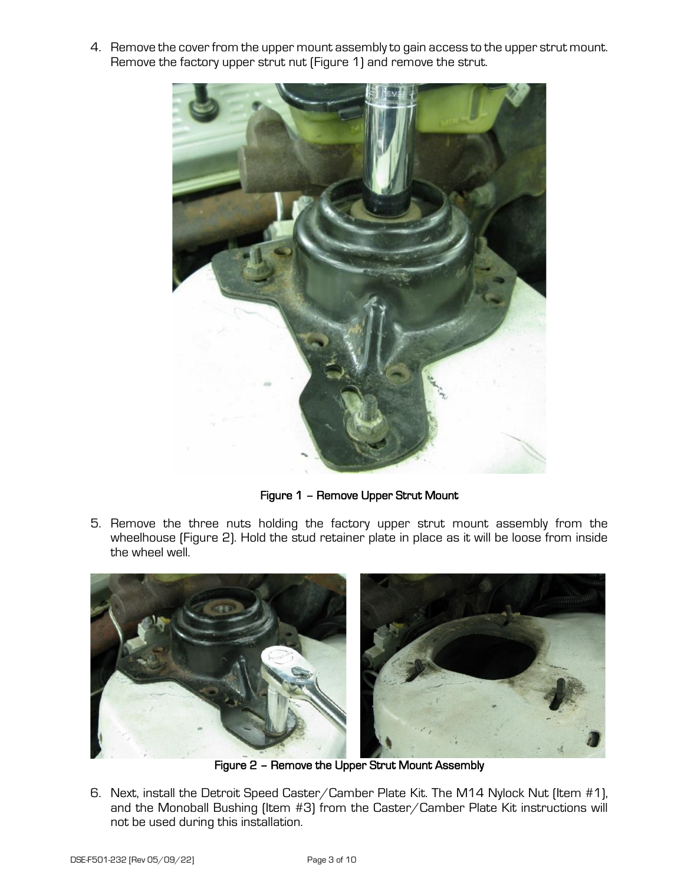4. Remove the cover from the upper mount assembly to gain access to the upper strut mount. Remove the factory upper strut nut (Figure 1) and remove the strut.

**Figure 1 – Remove Upper Strut Mount**

5. Remove the three nuts holding the factory upper strut mount assembly from the wheelhouse (Figure 2). Hold the stud retainer plate in place as it will be loose from inside the wheel well.

**Figure 2 – Remove the Upper Strut Mount Assembly**

6. Next, install the Detroit Speed Caster/Camber Plate Kit. The M14 Nylock Nut (Item #1), and the Monoball Bushing (Item #3) from the Caster/Camber Plate Kit instructions will not be used during this installation.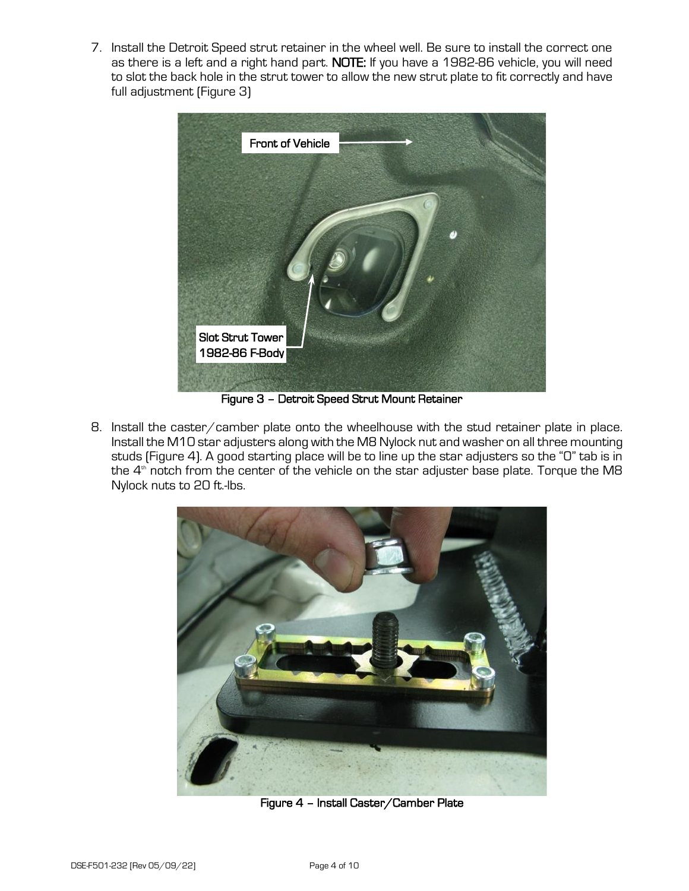7. Install the Detroit Speed strut retainer in the wheel well. Be sure to install the correct one as there is a left and a right hand part. **NOTE:** If you have a 1982-86 vehicle, you will need to slot the back hole in the strut tower to allow the new strut plate to fit correctly and have full adjustment (Figure 3)

Figure 3 – Detroit Speed Strut Mount Retainer

8. Install the caster/camber plate onto the wheelhouse with the stud retainer plate in place. Install the M10 star adjusters along with the M8 Nylock nut and washer on all three mounting studs (Figure 4). A good starting place will be to line up the star adjusters so the "0" tab is in the 4th notch from the center of the vehicle on the star adjuster base plate. Torque the M8 Nylock nuts to 20 ft.-lbs.

Figure 4 – Install Caster/Camber Plate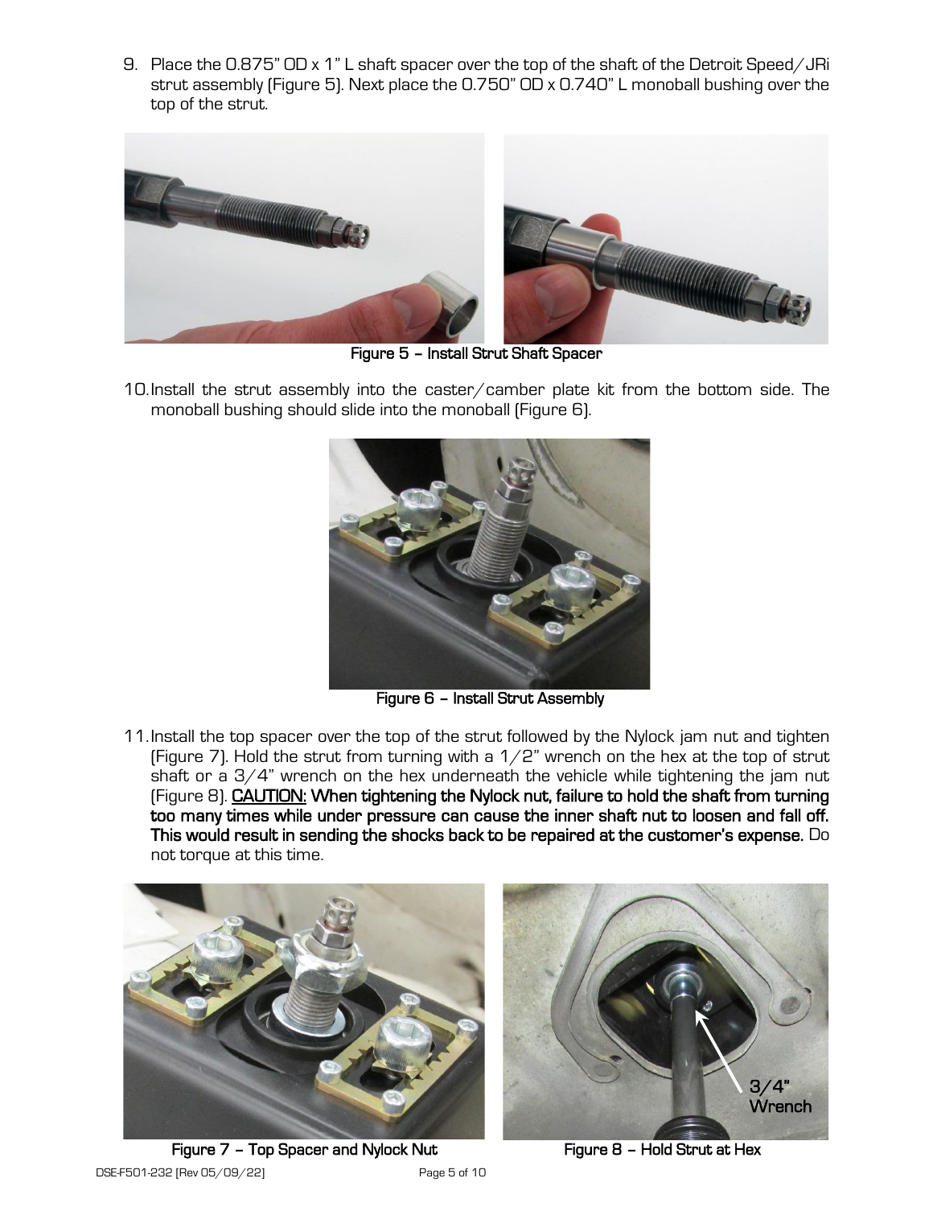9. Place the 0.875" OD x 1" L shaft spacer over the top of the shaft of the Detroit Speed/JRi strut assembly (Figure 5). Next place the 0.750" OD x 0.740" L monoball bushing over the top of the strut.

Figure 5 – Install Strut Shaft Spacer

10. Install the strut assembly into the caster/camber plate kit from the bottom side. The monoball bushing should slide into the monoball (Figure 6).

Figure 6 – Install Strut Assembly

11. Install the top spacer over the top of the strut followed by the Nylock jam nut and tighten (Figure 7). Hold the strut from turning with a 1/2" wrench on the hex at the top of strut shaft or a 3/4" wrench on the hex underneath the vehicle while tightening the jam nut (Figure 8). **<u>CAUTION:</u> When tightening the Nylock nut, failure to hold the shaft from turning too many times while under pressure can cause the inner shaft nut to loosen and fall off. This would result in sending the shocks back to be repaired at the customer's expense.** Do not torque at this time.

Figure 7 – Top Spacer and Nylock Nut

Figure 8 – Hold Strut at Hex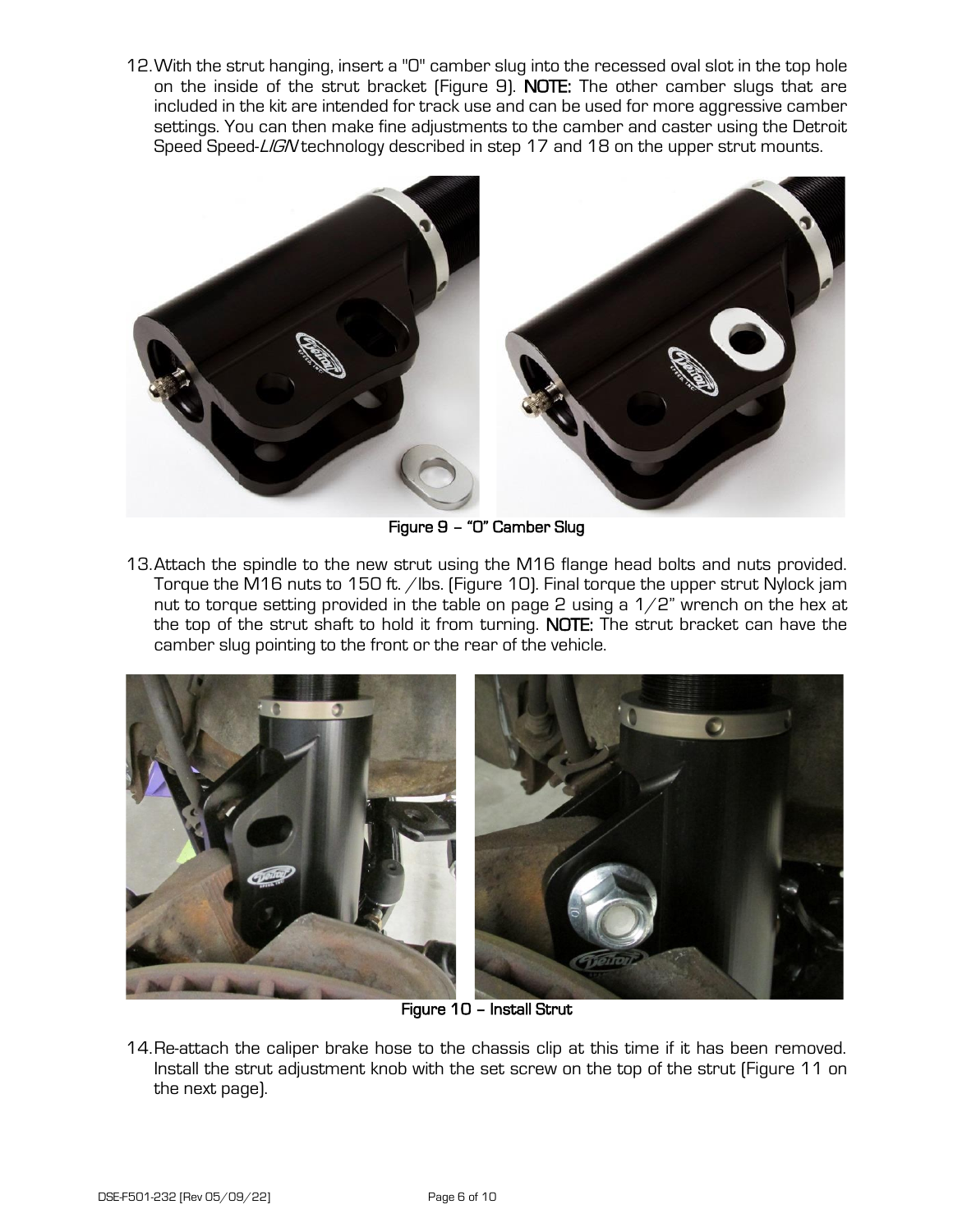12. With the strut hanging, insert a "0" camber slug into the recessed oval slot in the top hole on the inside of the strut bracket (Figure 9). **NOTE:** The other camber slugs that are included in the kit are intended for track use and can be used for more aggressive camber settings. You can then make fine adjustments to the camber and caster using the Detroit Speed Speed-*LIGN* technology described in step 17 and 18 on the upper strut mounts.

Figure 9 – "0" Camber Slug

13. Attach the spindle to the new strut using the M16 flange head bolts and nuts provided. Torque the M16 nuts to 150 ft. /lbs. (Figure 10). Final torque the upper strut Nylock jam nut to torque setting provided in the table on page 2 using a 1/2" wrench on the hex at the top of the strut shaft to hold it from turning. **NOTE:** The strut bracket can have the camber slug pointing to the front or the rear of the vehicle.

Figure 10 – Install Strut

14. Re-attach the caliper brake hose to the chassis clip at this time if it has been removed. Install the strut adjustment knob with the set screw on the top of the strut (Figure 11 on the next page).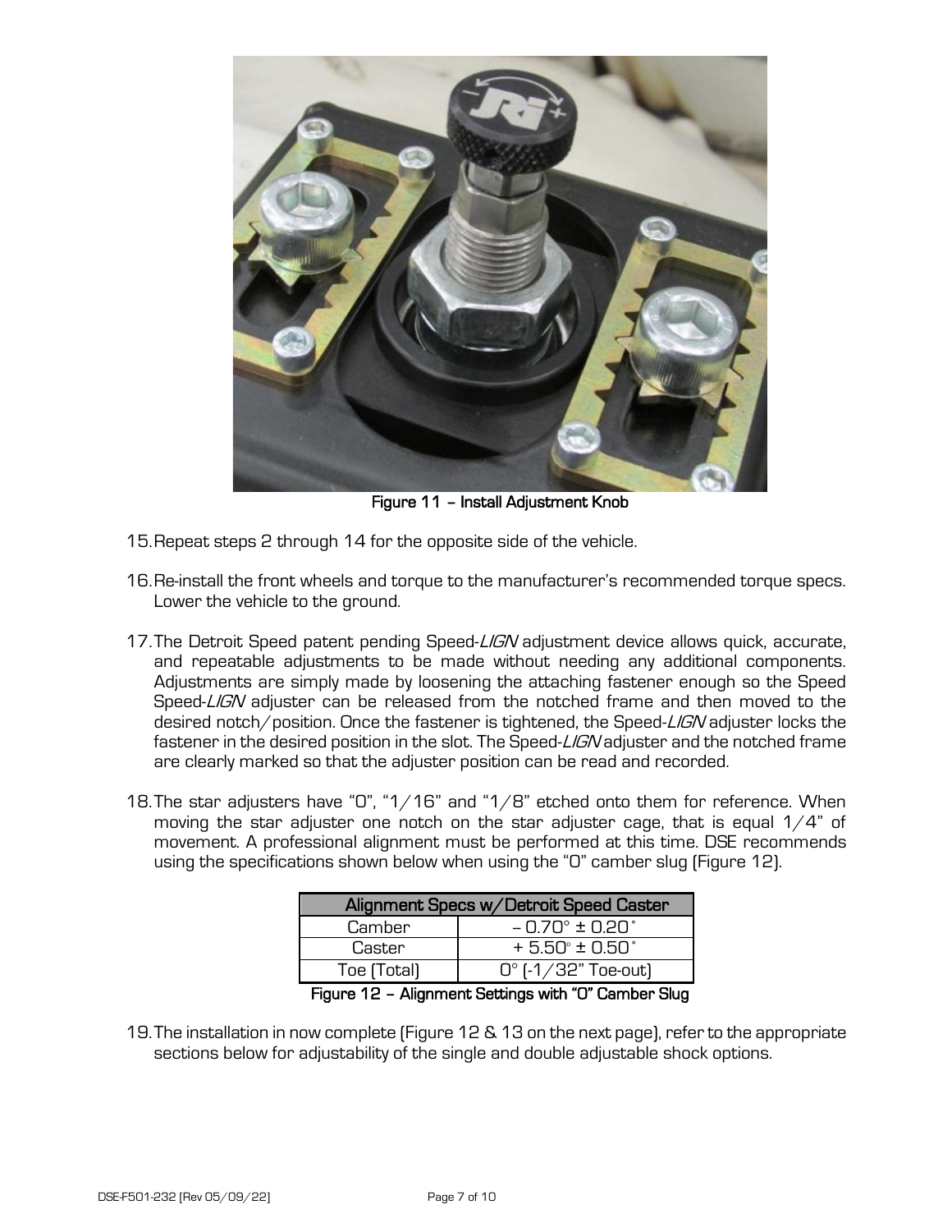Figure 11 – Install Adjustment Knob

15. Repeat steps 2 through 14 for the opposite side of the vehicle.

16. Re-install the front wheels and torque to the manufacturer's recommended torque specs. Lower the vehicle to the ground.

17. The Detroit Speed patent pending Speed-*LIGN* adjustment device allows quick, accurate, and repeatable adjustments to be made without needing any additional components. Adjustments are simply made by loosening the attaching fastener enough so the Speed Speed-*LIGN* adjuster can be released from the notched frame and then moved to the desired notch/position. Once the fastener is tightened, the Speed-*LIGN* adjuster locks the fastener in the desired position in the slot. The Speed-*LIGN* adjuster and the notched frame are clearly marked so that the adjuster position can be read and recorded.

18. The star adjusters have "0", "1/16" and "1/8" etched onto them for reference. When moving the star adjuster one notch on the star adjuster cage, that is equal 1/4" of movement. A professional alignment must be performed at this time. DSE recommends using the specifications shown below when using the "0" camber slug (Figure 12).

| Alignment Specs w/Detroit Speed Caster | |
|---|---|
| Camber | – 0.70° ± 0.20° |
| Caster | + 5.50° ± 0.50° |
| Toe (Total) | 0° (-1/32" Toe-out) |

**Figure 12 – Alignment Settings with "0" Camber Slug**

19. The installation in now complete (Figure 12 & 13 on the next page), refer to the appropriate sections below for adjustability of the single and double adjustable shock options.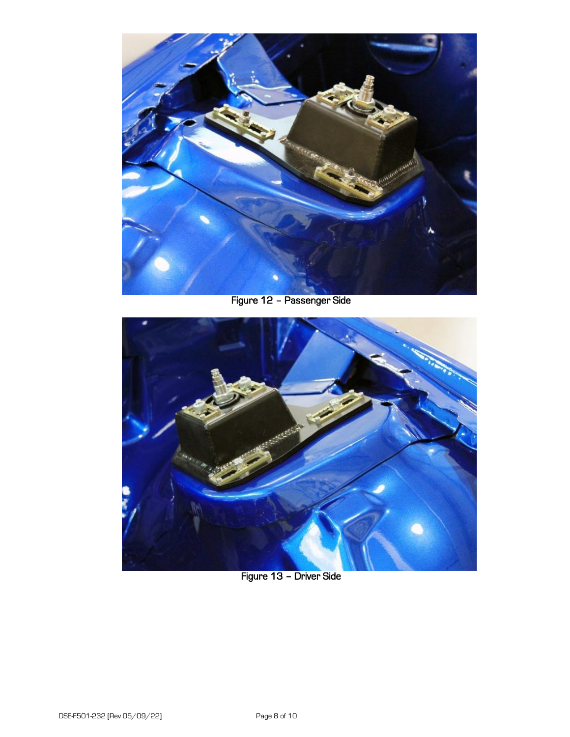Figure 12 – Passenger Side

Figure 13 – Driver Side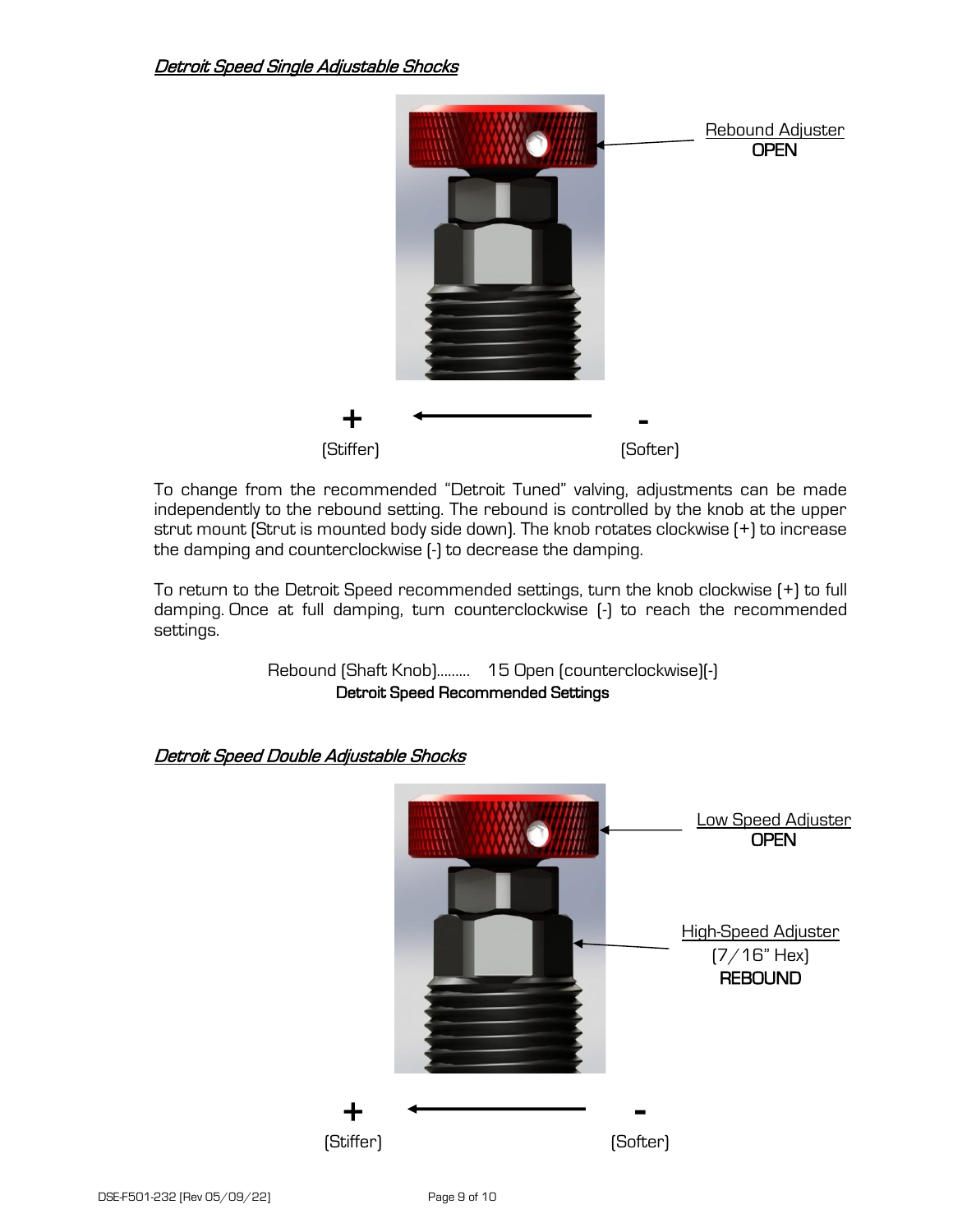### *Detroit Speed Single Adjustable Shocks*

Rebound Adjuster
**OPEN**

**+** ← **-**
(Stiffer) (Softer)

To change from the recommended "Detroit Tuned" valving, adjustments can be made independently to the rebound setting. The rebound is controlled by the knob at the upper strut mount (Strut is mounted body side down). The knob rotates clockwise (+) to increase the damping and counterclockwise (-) to decrease the damping.

To return to the Detroit Speed recommended settings, turn the knob clockwise (+) to full damping. Once at full damping, turn counterclockwise (-) to reach the recommended settings.

Rebound (Shaft Knob)......... 15 Open (counterclockwise)(-)

**Detroit Speed Recommended Settings**

### *Detroit Speed Double Adjustable Shocks*

Low Speed Adjuster
**OPEN**

High-Speed Adjuster
(7/16" Hex)
**REBOUND**

**+** ← **-**
(Stiffer) (Softer)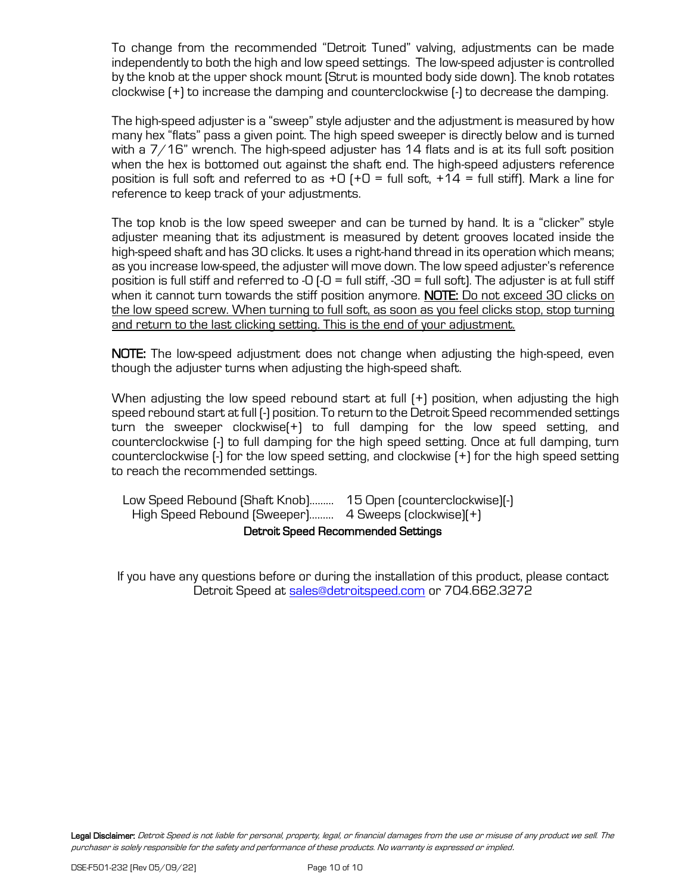To change from the recommended "Detroit Tuned" valving, adjustments can be made independently to both the high and low speed settings. The low-speed adjuster is controlled by the knob at the upper shock mount (Strut is mounted body side down). The knob rotates clockwise (+) to increase the damping and counterclockwise (-) to decrease the damping.

The high-speed adjuster is a "sweep" style adjuster and the adjustment is measured by how many hex "flats" pass a given point. The high speed sweeper is directly below and is turned with a 7/16" wrench. The high-speed adjuster has 14 flats and is at its full soft position when the hex is bottomed out against the shaft end. The high-speed adjusters reference position is full soft and referred to as +0 (+0 = full soft, +14 = full stiff). Mark a line for reference to keep track of your adjustments.

The top knob is the low speed sweeper and can be turned by hand. It is a "clicker" style adjuster meaning that its adjustment is measured by detent grooves located inside the high-speed shaft and has 30 clicks. It uses a right-hand thread in its operation which means; as you increase low-speed, the adjuster will move down. The low speed adjuster's reference position is full stiff and referred to -0 (-0 = full stiff, -30 = full soft). The adjuster is at full stiff when it cannot turn towards the stiff position anymore. **NOTE:** Do not exceed 30 clicks on the low speed screw. When turning to full soft, as soon as you feel clicks stop, stop turning and return to the last clicking setting. This is the end of your adjustment.

**NOTE:** The low-speed adjustment does not change when adjusting the high-speed, even though the adjuster turns when adjusting the high-speed shaft.

When adjusting the low speed rebound start at full (+) position, when adjusting the high speed rebound start at full (-) position. To return to the Detroit Speed recommended settings turn the sweeper clockwise(+) to full damping for the low speed setting, and counterclockwise (-) to full damping for the high speed setting. Once at full damping, turn counterclockwise (-) for the low speed setting, and clockwise (+) for the high speed setting to reach the recommended settings.

Low Speed Rebound (Shaft Knob)......... 15 Open (counterclockwise)(-)
High Speed Rebound (Sweeper)......... 4 Sweeps (clockwise)(+)

**Detroit Speed Recommended Settings**

If you have any questions before or during the installation of this product, please contact Detroit Speed at sales@detroitspeed.com or 704.662.3272

**Legal Disclaimer:** *Detroit Speed is not liable for personal, property, legal, or financial damages from the use or misuse of any product we sell. The purchaser is solely responsible for the safety and performance of these products. No warranty is expressed or implied.*

DSE-F501-232 (Rev 05/09/22)